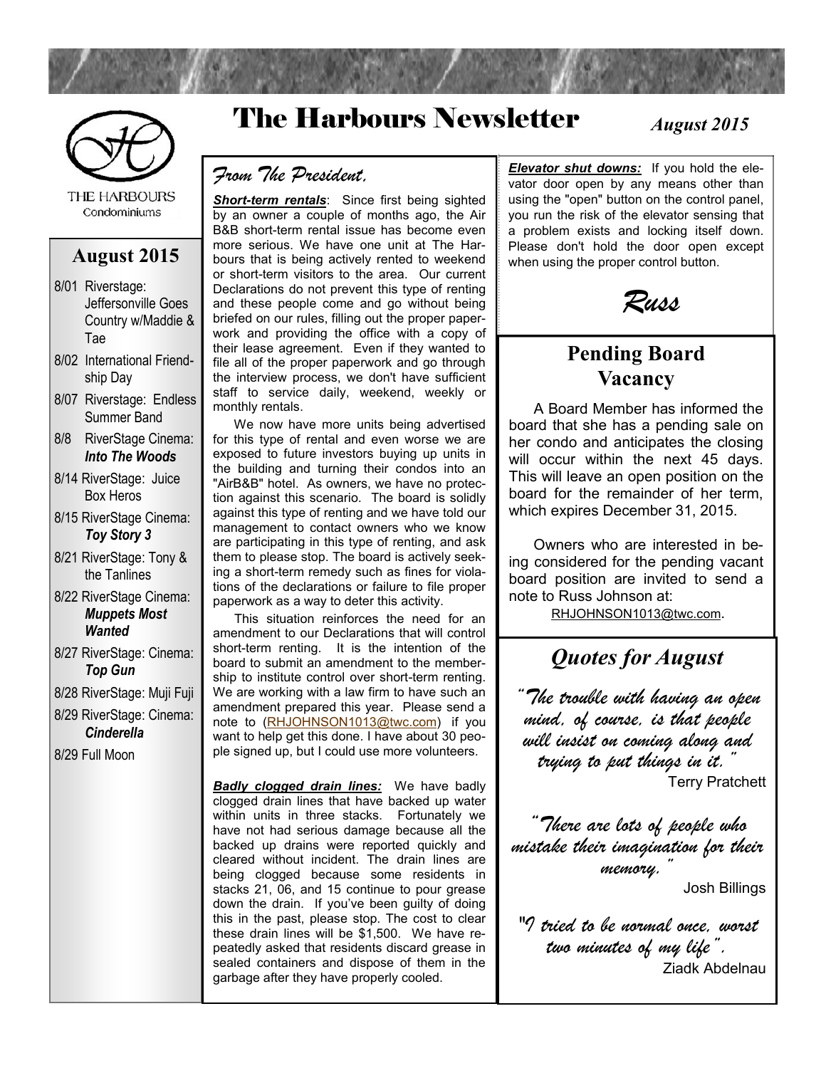# The Harbours Newsletter

*August 2015*

THE HARBOURS
Condominiums

## August 2015

- 8/01 Riverstage: Jeffersonville Goes Country w/Maddie & Tae
- 8/02 International Friendship Day
- 8/07 Riverstage: Endless Summer Band
- 8/8 RiverStage Cinema: ***Into The Woods***
- 8/14 RiverStage: Juice Box Heros
- 8/15 RiverStage Cinema: ***Toy Story 3***
- 8/21 RiverStage: Tony & the Tanlines
- 8/22 RiverStage Cinema: ***Muppets Most Wanted***
- 8/27 RiverStage: Cinema: ***Top Gun***
- 8/28 RiverStage: Muji Fuji
- 8/29 RiverStage: Cinema: ***Cinderella***
- 8/29 Full Moon

## *From The President,*

***Short-term rentals***: Since first being sighted by an owner a couple of months ago, the Air B&B short-term rental issue has become even more serious. We have one unit at The Harbours that is being actively rented to weekend or short-term visitors to the area. Our current Declarations do not prevent this type of renting and these people come and go without being briefed on our rules, filling out the proper paperwork and providing the office with a copy of their lease agreement. Even if they wanted to file all of the proper paperwork and go through the interview process, we don't have sufficient staff to service daily, weekend, weekly or monthly rentals.

We now have more units being advertised for this type of rental and even worse we are exposed to future investors buying up units in the building and turning their condos into an "AirB&B" hotel. As owners, we have no protection against this scenario. The board is solidly against this type of renting and we have told our management to contact owners who we know are participating in this type of renting, and ask them to please stop. The board is actively seeking a short-term remedy such as fines for violations of the declarations or failure to file proper paperwork as a way to deter this activity.

This situation reinforces the need for an amendment to our Declarations that will control short-term renting. It is the intention of the board to submit an amendment to the membership to institute control over short-term renting. We are working with a law firm to have such an amendment prepared this year. Please send a note to (RHJOHNSON1013@twc.com) if you want to help get this done. I have about 30 people signed up, but I could use more volunteers.

***Badly clogged drain lines:*** We have badly clogged drain lines that have backed up water within units in three stacks. Fortunately we have not had serious damage because all the backed up drains were reported quickly and cleared without incident. The drain lines are being clogged because some residents in stacks 21, 06, and 15 continue to pour grease down the drain. If you've been guilty of doing this in the past, please stop. The cost to clear these drain lines will be $1,500. We have repeatedly asked that residents discard grease in sealed containers and dispose of them in the garbage after they have properly cooled.

***Elevator shut downs:*** If you hold the elevator door open by any means other than using the "open" button on the control panel, you run the risk of the elevator sensing that a problem exists and locking itself down. Please don't hold the door open except when using the proper control button.

*Russ*

## Pending Board Vacancy

A Board Member has informed the board that she has a pending sale on her condo and anticipates the closing will occur within the next 45 days. This will leave an open position on the board for the remainder of her term, which expires December 31, 2015.

Owners who are interested in being considered for the pending vacant board position are invited to send a note to Russ Johnson at: RHJOHNSON1013@twc.com.

## *Quotes for August*

*"The trouble with having an open mind, of course, is that people will insist on coming along and trying to put things in it."*
Terry Pratchett

*"There are lots of people who mistake their imagination for their memory."*
Josh Billings

*"I tried to be normal once, worst two minutes of my life".*
Ziadk Abdelnau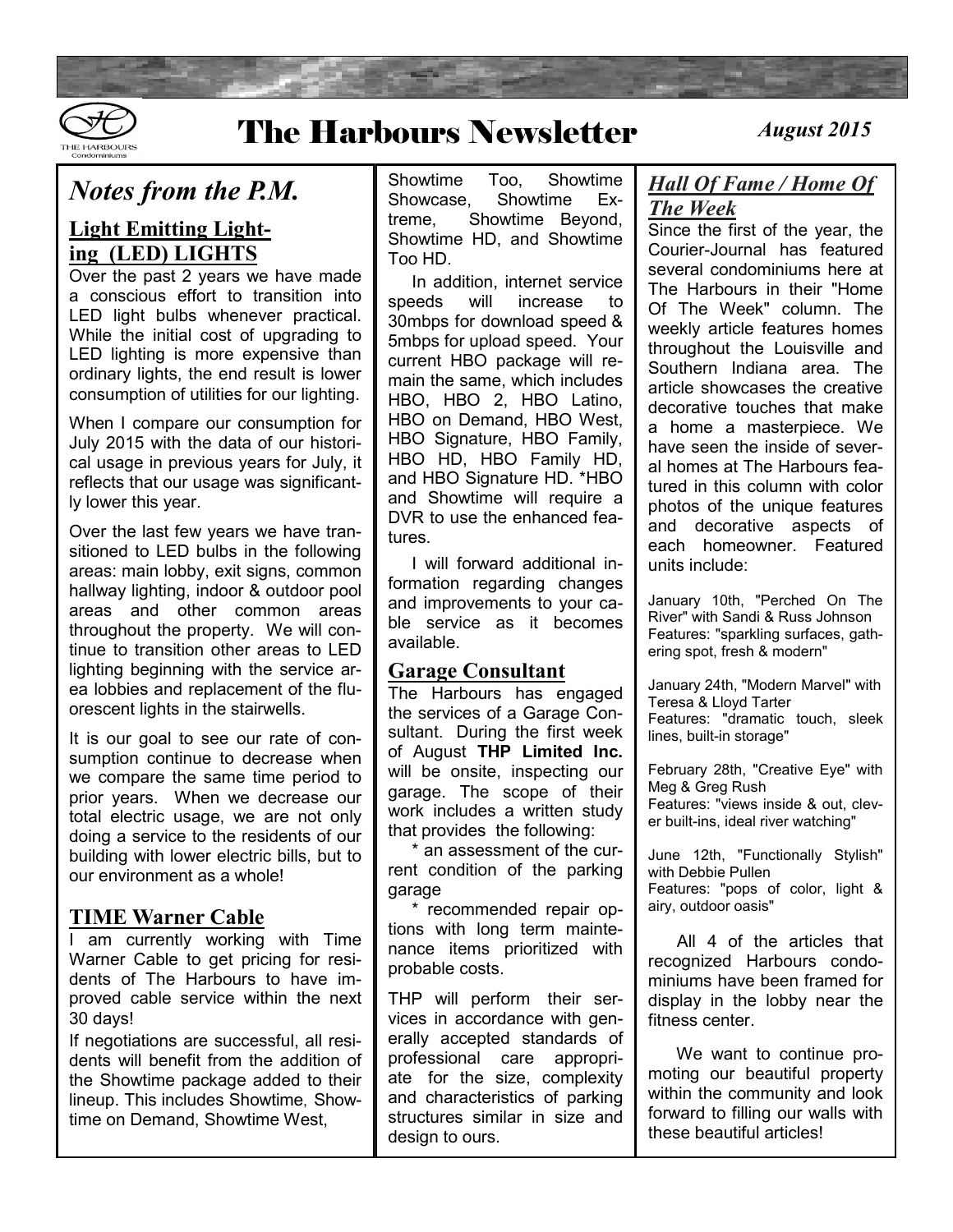# The Harbours Newsletter

*August 2015*

## *Notes from the P.M.*

### Light Emitting Lighting (LED) LIGHTS

Over the past 2 years we have made a conscious effort to transition into LED light bulbs whenever practical. While the initial cost of upgrading to LED lighting is more expensive than ordinary lights, the end result is lower consumption of utilities for our lighting.

When I compare our consumption for July 2015 with the data of our historical usage in previous years for July, it reflects that our usage was significantly lower this year.

Over the last few years we have transitioned to LED bulbs in the following areas: main lobby, exit signs, common hallway lighting, indoor & outdoor pool areas and other common areas throughout the property. We will continue to transition other areas to LED lighting beginning with the service area lobbies and replacement of the fluorescent lights in the stairwells.

It is our goal to see our rate of consumption continue to decrease when we compare the same time period to prior years. When we decrease our total electric usage, we are not only doing a service to the residents of our building with lower electric bills, but to our environment as a whole!

### TIME Warner Cable

I am currently working with Time Warner Cable to get pricing for residents of The Harbours to have improved cable service within the next 30 days!

If negotiations are successful, all residents will benefit from the addition of the Showtime package added to their lineup. This includes Showtime, Showtime on Demand, Showtime West, Showtime Too, Showtime Showcase, Showtime Extreme, Showtime Beyond, Showtime HD, and Showtime Too HD.

In addition, internet service speeds will increase to 30mbps for download speed & 5mbps for upload speed. Your current HBO package will remain the same, which includes HBO, HBO 2, HBO Latino, HBO on Demand, HBO West, HBO Signature, HBO Family, HBO HD, HBO Family HD, and HBO Signature HD. *HBO and Showtime will require a DVR to use the enhanced features.

I will forward additional information regarding changes and improvements to your cable service as it becomes available.

### Garage Consultant

The Harbours has engaged the services of a Garage Consultant. During the first week of August **THP Limited Inc.** will be onsite, inspecting our garage. The scope of their work includes a written study that provides the following:

* an assessment of the current condition of the parking garage
* recommended repair options with long term maintenance items prioritized with probable costs.

THP will perform their services in accordance with generally accepted standards of professional care appropriate for the size, complexity and characteristics of parking structures similar in size and design to ours.

## *Hall Of Fame / Home Of The Week*

Since the first of the year, the Courier-Journal has featured several condominiums here at The Harbours in their "Home Of The Week" column. The weekly article features homes throughout the Louisville and Southern Indiana area. The article showcases the creative decorative touches that make a home a masterpiece. We have seen the inside of several homes at The Harbours featured in this column with color photos of the unique features and decorative aspects of each homeowner. Featured units include:

January 10th, "Perched On The River" with Sandi & Russ Johnson
Features: "sparkling surfaces, gathering spot, fresh & modern"

January 24th, "Modern Marvel" with Teresa & Lloyd Tarter
Features: "dramatic touch, sleek lines, built-in storage"

February 28th, "Creative Eye" with Meg & Greg Rush
Features: "views inside & out, clever built-ins, ideal river watching"

June 12th, "Functionally Stylish" with Debbie Pullen
Features: "pops of color, light & airy, outdoor oasis"

All 4 of the articles that recognized Harbours condominiums have been framed for display in the lobby near the fitness center.

We want to continue promoting our beautiful property within the community and look forward to filling our walls with these beautiful articles!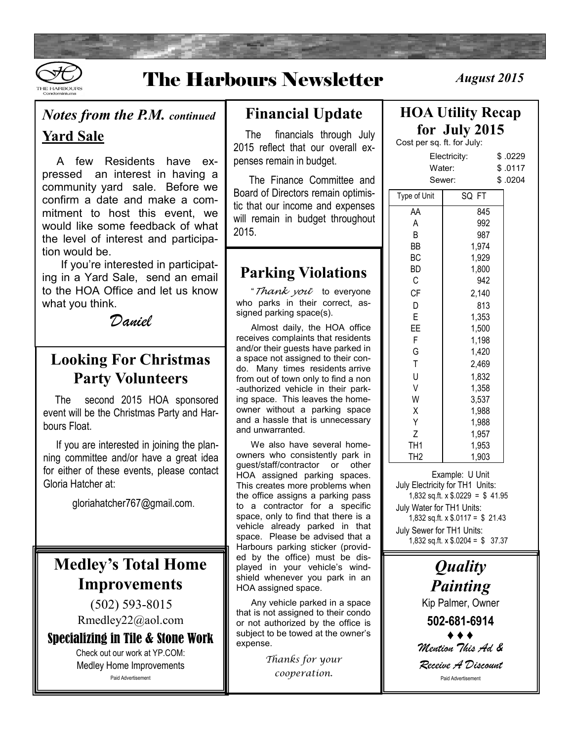# The Harbours Newsletter

*August 2015*

## *Notes from the P.M. continued*

### Yard Sale

A few Residents have expressed an interest in having a community yard sale. Before we confirm a date and make a commitment to host this event, we would like some feedback of what the level of interest and participation would be.

If you're interested in participating in a Yard Sale, send an email to the HOA Office and let us know what you think.

*Daniel*

## Looking For Christmas Party Volunteers

The second 2015 HOA sponsored event will be the Christmas Party and Harbours Float.

If you are interested in joining the planning committee and/or have a great idea for either of these events, please contact Gloria Hatcher at:

gloriahatcher767@gmail.com.

## Medley's Total Home Improvements

(502) 593-8015

Rmedley22@aol.com

**Specializing in Tile & Stone Work**

Check out our work at YP.COM:

Medley Home Improvements

Paid Advertisement

## Financial Update

The financials through July 2015 reflect that our overall expenses remain in budget.

The Finance Committee and Board of Directors remain optimistic that our income and expenses will remain in budget throughout 2015.

## Parking Violations

"*Thank you*" to everyone who parks in their correct, assigned parking space(s).

Almost daily, the HOA office receives complaints that residents and/or their guests have parked in a space not assigned to their condo. Many times residents arrive from out of town only to find a non-authorized vehicle in their parking space. This leaves the homeowner without a parking space and a hassle that is unnecessary and unwarranted.

We also have several homeowners who consistently park in guest/staff/contractor or other HOA assigned parking spaces. This creates more problems when the office assigns a parking pass to a contractor for a specific space, only to find that there is a vehicle already parked in that space. Please be advised that a Harbours parking sticker (provided by the office) must be displayed in your vehicle's windshield whenever you park in an HOA assigned space.

Any vehicle parked in a space that is not assigned to their condo or not authorized by the office is subject to be towed at the owner's expense.

*Thanks for your cooperation.*

## HOA Utility Recap for July 2015

Cost per sq. ft. for July:

| | |
|---|---|
| Electricity: | $ .0229 |
| Water: | $ .0117 |
| Sewer: | $ .0204 |

| Type of Unit | SQ FT |
|---|---|
| AA | 845 |
| A | 992 |
| B | 987 |
| BB | 1,974 |
| BC | 1,929 |
| BD | 1,800 |
| C | 942 |
| CF | 2,140 |
| D | 813 |
| E | 1,353 |
| EE | 1,500 |
| F | 1,198 |
| G | 1,420 |
| T | 2,469 |
| U | 1,832 |
| V | 1,358 |
| W | 3,537 |
| X | 1,988 |
| Y | 1,988 |
| Z | 1,957 |
| TH1 | 1,953 |
| TH2 | 1,903 |

Example: U Unit

July Electricity for TH1 Units:
1,832 sq.ft. x $.0229 = $ 41.95

July Water for TH1 Units:
1,832 sq.ft. x $.0117 = $ 21.43

July Sewer for TH1 Units:
1,832 sq.ft. x $.0204 = $ 37.37

## *Quality Painting*

Kip Palmer, Owner

**502-681-6914**

♦ ♦ ♦

*Mention This Ad & Receive A Discount*

Paid Advertisement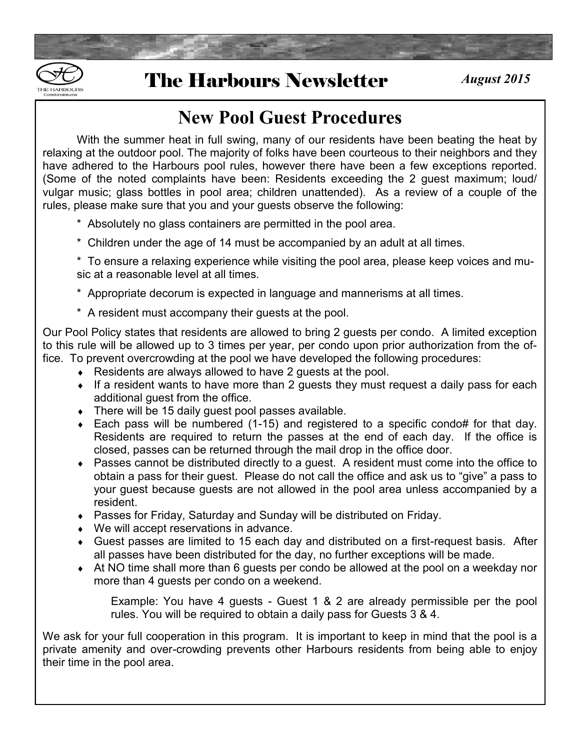# The Harbours Newsletter

*August 2015*

## New Pool Guest Procedures

With the summer heat in full swing, many of our residents have been beating the heat by relaxing at the outdoor pool. The majority of folks have been courteous to their neighbors and they have adhered to the Harbours pool rules, however there have been a few exceptions reported. (Some of the noted complaints have been: Residents exceeding the 2 guest maximum; loud/vulgar music; glass bottles in pool area; children unattended). As a review of a couple of the rules, please make sure that you and your guests observe the following:

\* Absolutely no glass containers are permitted in the pool area.

\* Children under the age of 14 must be accompanied by an adult at all times.

\* To ensure a relaxing experience while visiting the pool area, please keep voices and music at a reasonable level at all times.

\* Appropriate decorum is expected in language and mannerisms at all times.

\* A resident must accompany their guests at the pool.

Our Pool Policy states that residents are allowed to bring 2 guests per condo. A limited exception to this rule will be allowed up to 3 times per year, per condo upon prior authorization from the office. To prevent overcrowding at the pool we have developed the following procedures:

- Residents are always allowed to have 2 guests at the pool.
- If a resident wants to have more than 2 guests they must request a daily pass for each additional guest from the office.
- There will be 15 daily guest pool passes available.
- Each pass will be numbered (1-15) and registered to a specific condo# for that day. Residents are required to return the passes at the end of each day. If the office is closed, passes can be returned through the mail drop in the office door.
- Passes cannot be distributed directly to a guest. A resident must come into the office to obtain a pass for their guest. Please do not call the office and ask us to "give" a pass to your guest because guests are not allowed in the pool area unless accompanied by a resident.
- Passes for Friday, Saturday and Sunday will be distributed on Friday.
- We will accept reservations in advance.
- Guest passes are limited to 15 each day and distributed on a first-request basis. After all passes have been distributed for the day, no further exceptions will be made.
- At NO time shall more than 6 guests per condo be allowed at the pool on a weekday nor more than 4 guests per condo on a weekend.

  Example: You have 4 guests - Guest 1 & 2 are already permissible per the pool rules. You will be required to obtain a daily pass for Guests 3 & 4.

We ask for your full cooperation in this program. It is important to keep in mind that the pool is a private amenity and over-crowding prevents other Harbours residents from being able to enjoy their time in the pool area.